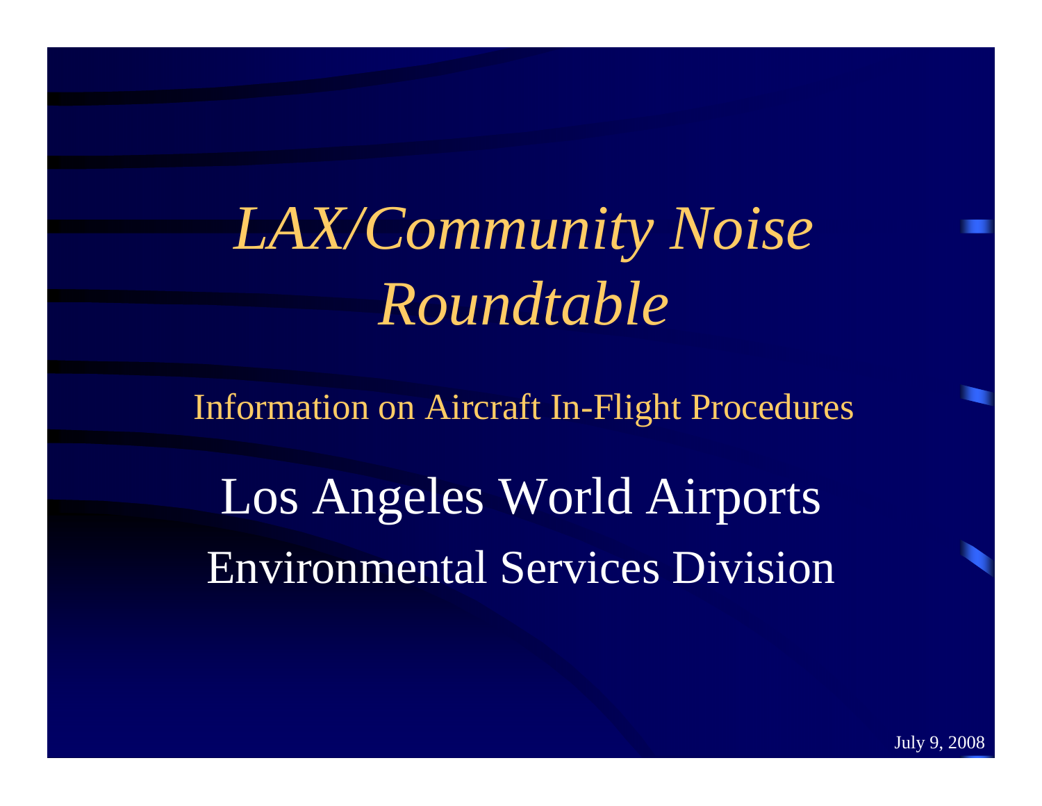# *LAX/Community Noise Roundtable*

Information on Aircraft In-Flight Procedures

Los Angeles World Airports

Environmental Services Division

July 9, 2008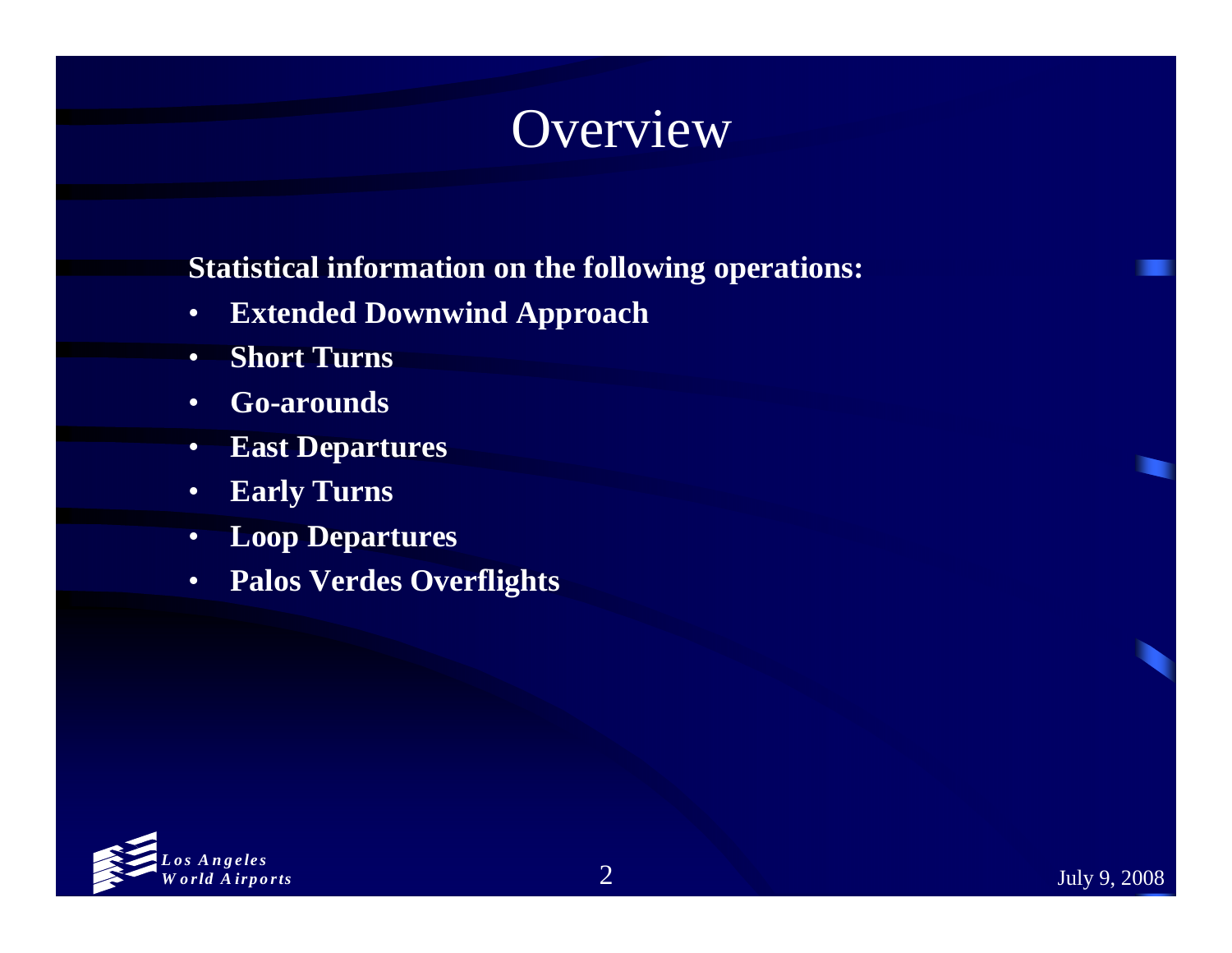# Overview

**Statistical information on the following operations:**

- **Extended Downwind Approach**
- **Short Turns**
- **Go-arounds**
- **East Departures**
- **Early Turns**
- **Loop Departures**
- **Palos Verdes Overflights**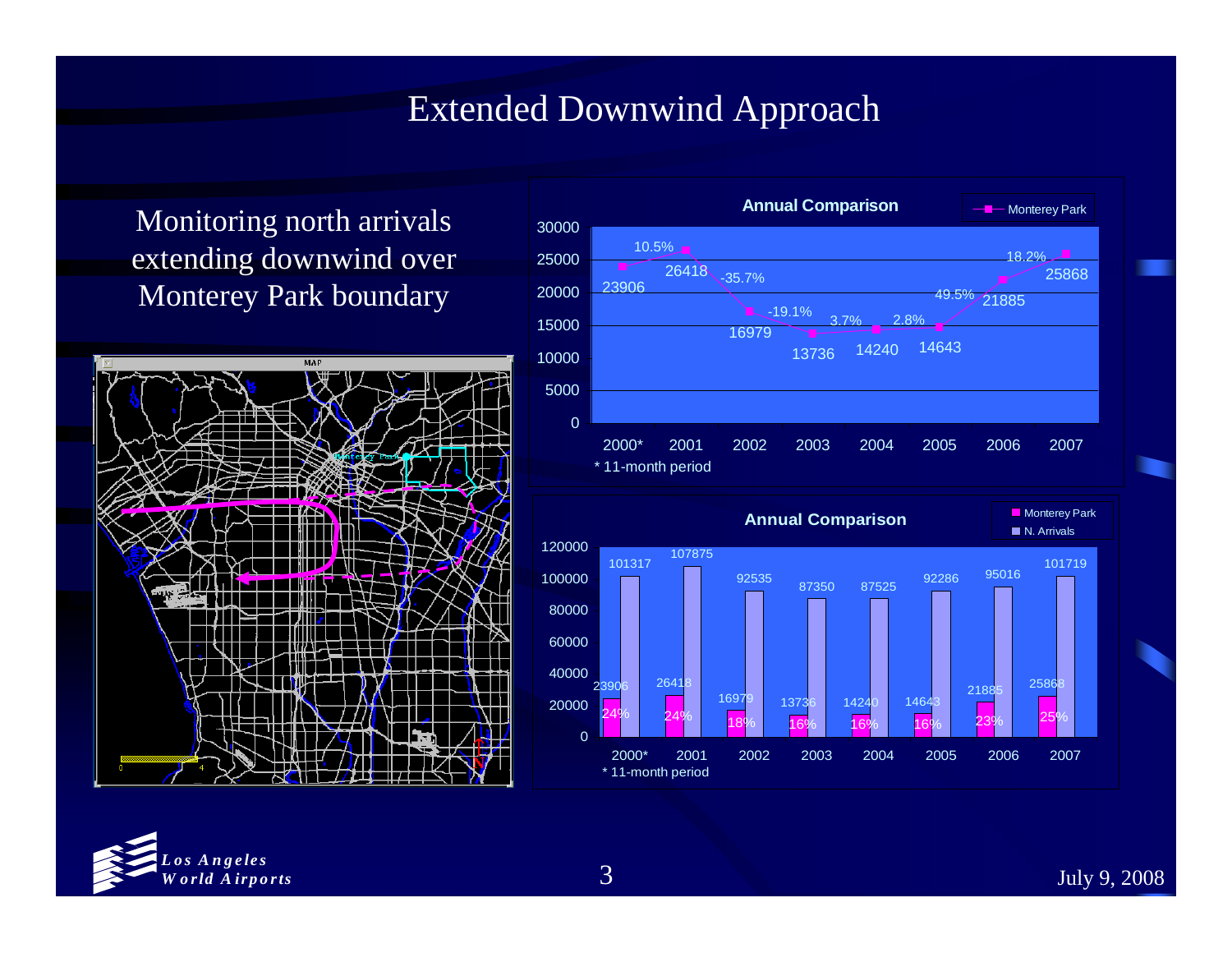# Extended Downwind Approach

Monitoring north arrivals extending downwind over Monterey Park boundary

**Annual Comparison** (Monterey Park)

| Year | Monterey Park | Change |
|---|---|---|
| 2000* | 23906 | |
| 2001 | 26418 | 10.5% |
| 2002 | 16979 | -35.7% |
| 2003 | 13736 | -19.1% |
| 2004 | 14240 | 3.7% |
| 2005 | 14643 | 2.8% |
| 2006 | 21885 | 49.5% |
| 2007 | 25868 | 18.2% |

* 11-month period

**Annual Comparison** (Monterey Park vs. N. Arrivals)

| Year | Monterey Park | N. Arrivals | % |
|---|---|---|---|
| 2000* | 23906 | 101317 | 24% |
| 2001 | 26418 | 107875 | 24% |
| 2002 | 16979 | 92535 | 18% |
| 2003 | 13736 | 87350 | 16% |
| 2004 | 14240 | 87525 | 16% |
| 2005 | 14643 | 92286 | 16% |
| 2006 | 21885 | 95016 | 23% |
| 2007 | 25868 | 101719 | 25% |

* 11-month period

*Los Angeles World Airports*

July 9, 2008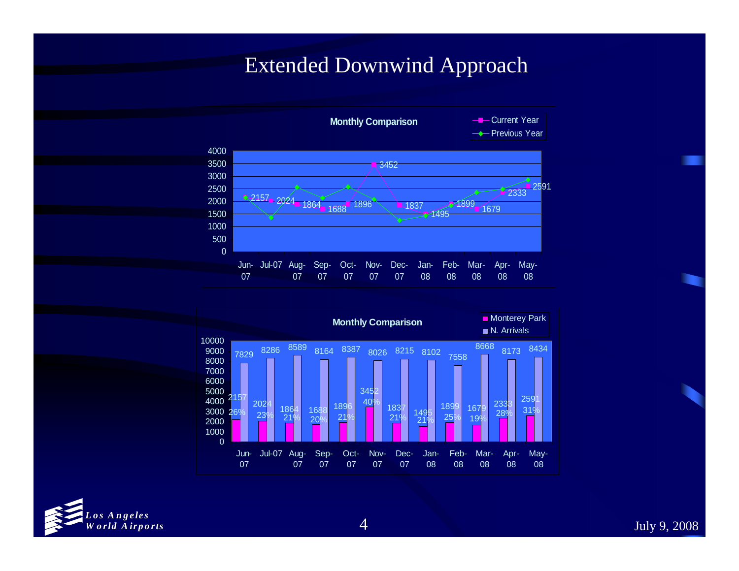# Extended Downwind Approach

**Monthly Comparison**

| Month | Current Year | Previous Year |
|---|---|---|
| Jun-07 | 2157 | |
| Jul-07 | 2024 | |
| Aug-07 | 1864 | |
| Sep-07 | 1688 | |
| Oct-07 | 1896 | |
| Nov-07 | 3452 | |
| Dec-07 | 1837 | |
| Jan-08 | 1495 | |
| Feb-08 | 1899 | |
| Mar-08 | 1679 | |
| Apr-08 | 2333 | |
| May-08 | 2591 | |

**Monthly Comparison**

| Month | Monterey Park | % | N. Arrivals |
|---|---|---|---|
| Jun-07 | 2157 | 26% | 7829 |
| Jul-07 | 2024 | 23% | 8286 |
| Aug-07 | 1864 | 21% | 8589 |
| Sep-07 | 1688 | 20% | 8164 |
| Oct-07 | 1896 | 21% | 8387 |
| Nov-07 | 3452 | 40% | 8026 |
| Dec-07 | 1837 | 21% | 8215 |
| Jan-08 | 1495 | 21% | 8102 |
| Feb-08 | 1899 | 25% | 7558 |
| Mar-08 | 1679 | 19% | 8668 |
| Apr-08 | 2333 | 28% | 8173 |
| May-08 | 2591 | 31% | 8434 |

*Los Angeles World Airports*

July 9, 2008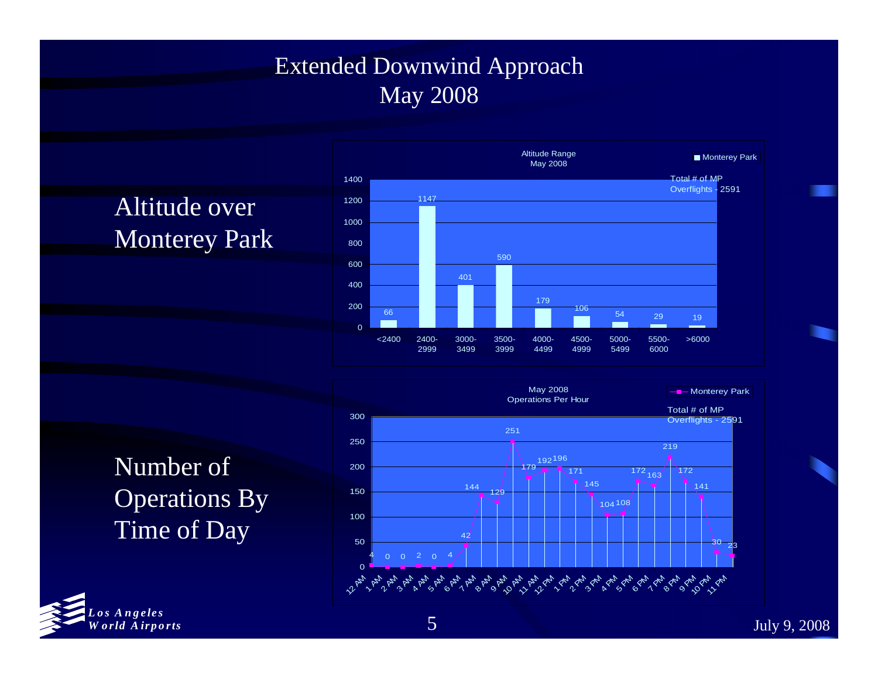# Extended Downwind Approach
## May 2008

### Altitude over Monterey Park

**Altitude Range May 2008** — Monterey Park

Total # of MP Overflights - 2591

| Altitude Range | Monterey Park |
|---|---|
| <2400 | 66 |
| 2400-2999 | 1147 |
| 3000-3499 | 401 |
| 3500-3999 | 590 |
| 4000-4499 | 179 |
| 4500-4999 | 106 |
| 5000-5499 | 54 |
| 5500-6000 | 29 |
| >6000 | 19 |

### Number of Operations By Time of Day

**May 2008 Operations Per Hour** — Monterey Park

Total # of MP Overflights - 2591

| Hour | Monterey Park |
|---|---|
| 12 AM | 4 |
| 1 AM | 0 |
| 2 AM | 0 |
| 3 AM | 2 |
| 4 AM | 0 |
| 5 AM | 4 |
| 6 AM | 42 |
| 7 AM | 144 |
| 8 AM | 129 |
| 9 AM | 251 |
| 10 AM | 179 |
| 11 AM | 192 |
| 12 PM | 196 |
| 1 PM | 171 |
| 2 PM | 145 |
| 3 PM | 104 |
| 4 PM | 108 |
| 5 PM | 172 |
| 6 PM | 163 |
| 7 PM | 219 |
| 8 PM | 172 |
| 9 PM | 141 |
| 10 PM | 30 |
| 11 PM | 23 |

*Los Angeles World Airports*

July 9, 2008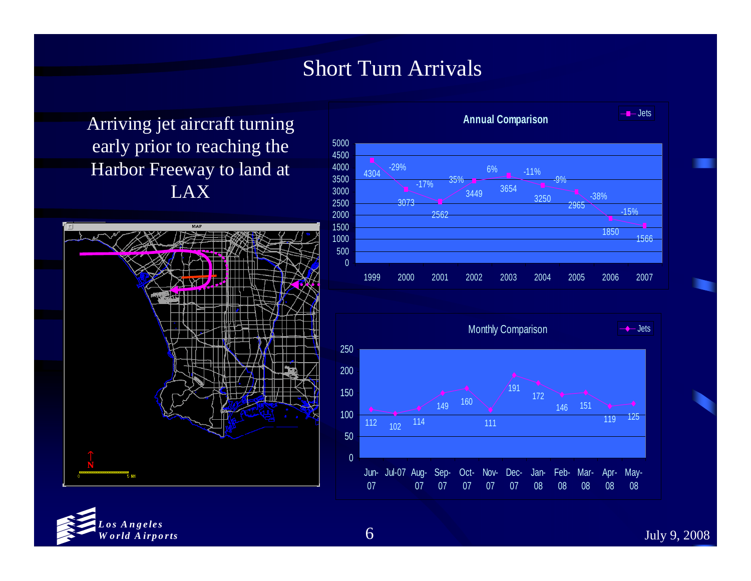# Short Turn Arrivals

Arriving jet aircraft turning early prior to reaching the Harbor Freeway to land at LAX

**Annual Comparison**

| Year | Jets | Change |
|---|---|---|
| 1999 | 4304 | |
| 2000 | 3073 | -29% |
| 2001 | 2562 | -17% |
| 2002 | 3449 | 35% |
| 2003 | 3654 | 6% |
| 2004 | 3250 | -11% |
| 2005 | 2965 | -9% |
| 2006 | 1850 | -38% |
| 2007 | 1566 | -15% |

**Monthly Comparison**

| Month | Jets |
|---|---|
| Jun-07 | 112 |
| Jul-07 | 102 |
| Aug-07 | 114 |
| Sep-07 | 149 |
| Oct-07 | 160 |
| Nov-07 | 111 |
| Dec-07 | 191 |
| Jan-08 | 172 |
| Feb-08 | 146 |
| Mar-08 | 151 |
| Apr-08 | 119 |
| May-08 | 125 |

*Los Angeles World Airports*

July 9, 2008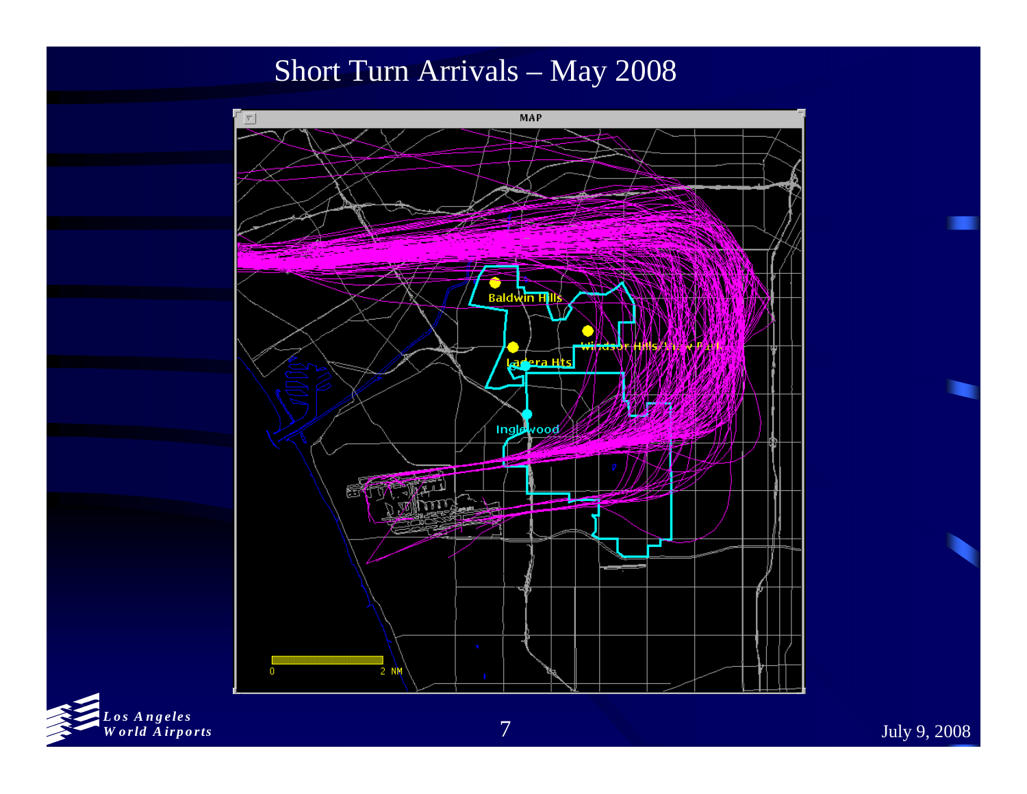# Short Turn Arrivals – May 2008

MAP

Baldwin Hills

Windsor Hills/View Park

Ladera Hts

Inglewood

0 2 NM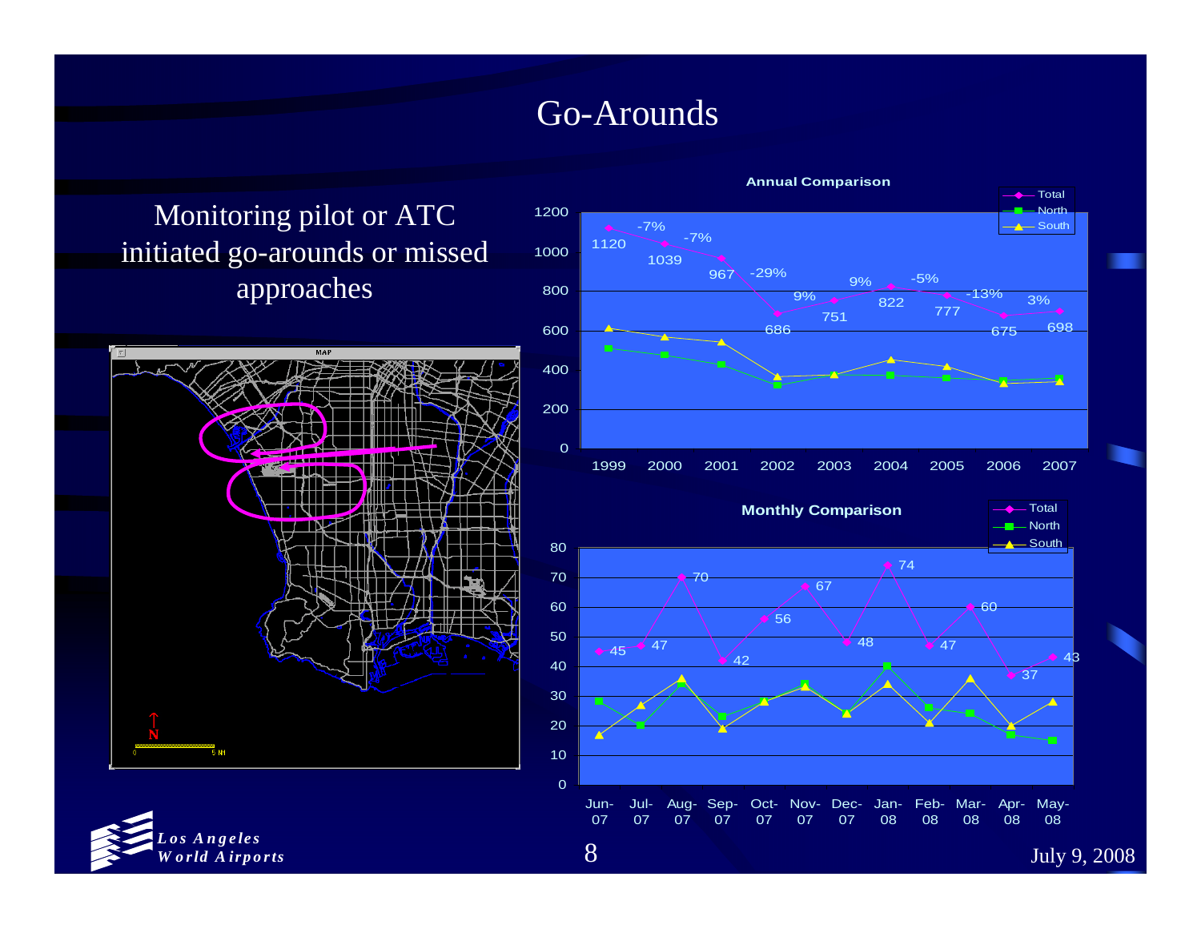# Go-Arounds

Monitoring pilot or ATC initiated go-arounds or missed approaches

**Annual Comparison**

| Year | Total | Change |
|---|---|---|
| 1999 | 1120 | |
| 2000 | 1039 | -7% |
| 2001 | 967 | -7% |
| 2002 | 686 | -29% |
| 2003 | 751 | 9% |
| 2004 | 822 | 9% |
| 2005 | 777 | -5% |
| 2006 | 675 | -13% |
| 2007 | 698 | 3% |

**Monthly Comparison**

| Month | Total |
|---|---|
| Jun-07 | 45 |
| Jul-07 | 47 |
| Aug-07 | 70 |
| Sep-07 | 42 |
| Oct-07 | 56 |
| Nov-07 | 67 |
| Dec-07 | 48 |
| Jan-08 | 74 |
| Feb-08 | 47 |
| Mar-08 | 60 |
| Apr-08 | 37 |
| May-08 | 43 |

July 9, 2008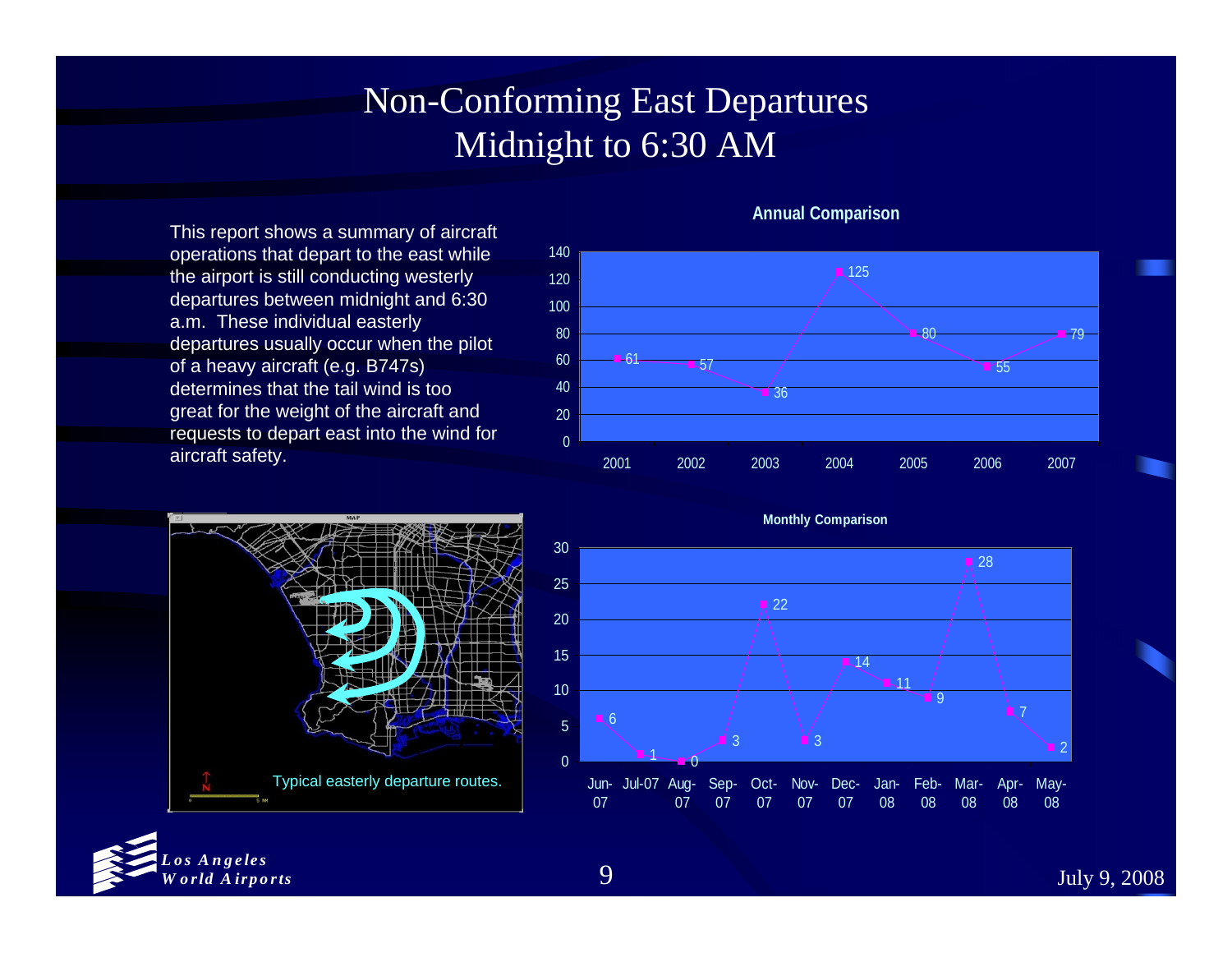# Non-Conforming East Departures
## Midnight to 6:30 AM

This report shows a summary of aircraft operations that depart to the east while the airport is still conducting westerly departures between midnight and 6:30 a.m. These individual easterly departures usually occur when the pilot of a heavy aircraft (e.g. B747s) determines that the tail wind is too great for the weight of the aircraft and requests to depart east into the wind for aircraft safety.

**Annual Comparison**

| Year | 2001 | 2002 | 2003 | 2004 | 2005 | 2006 | 2007 |
|---|---|---|---|---|---|---|---|
| Departures | 61 | 57 | 36 | 125 | 80 | 55 | 79 |

Typical easterly departure routes.

**Monthly Comparison**

| Month | Jun-07 | Jul-07 | Aug-07 | Sep-07 | Oct-07 | Nov-07 | Dec-07 | Jan-08 | Feb-08 | Mar-08 | Apr-08 | May-08 |
|---|---|---|---|---|---|---|---|---|---|---|---|---|
| Departures | 6 | 1 | 0 | 3 | 22 | 3 | 14 | 11 | 9 | 28 | 7 | 2 |

*Los Angeles World Airports*

July 9, 2008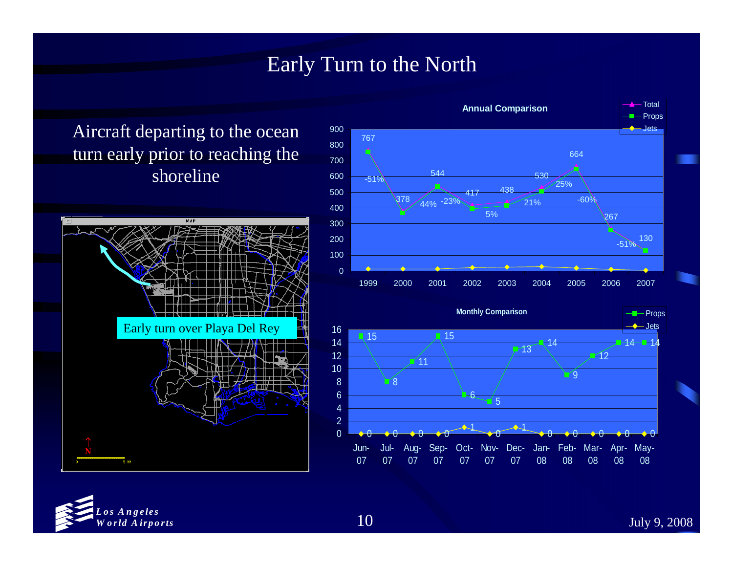# Early Turn to the North

Aircraft departing to the ocean turn early prior to reaching the shoreline

Early turn over Playa Del Rey

**Annual Comparison**

| Year | 1999 | 2000 | 2001 | 2002 | 2003 | 2004 | 2005 | 2006 | 2007 |
|---|---|---|---|---|---|---|---|---|---|
| Total | 767 | 378 | 544 | 417 | 438 | 530 | 664 | 267 | 130 |
| Change | | -51% | 44% | -23% | 5% | 21% | 25% | -60% | -51% |

**Monthly Comparison**

| Month | Jun-07 | Jul-07 | Aug-07 | Sep-07 | Oct-07 | Nov-07 | Dec-07 | Jan-08 | Feb-08 | Mar-08 | Apr-08 | May-08 |
|---|---|---|---|---|---|---|---|---|---|---|---|---|
| Props | 15 | 8 | 11 | 15 | 6 | 5 | 13 | 14 | 9 | 12 | 14 | 14 |
| Jets | 0 | 0 | 0 | 0 | 1 | 0 | 1 | 0 | 0 | 0 | 0 | 0 |

July 9, 2008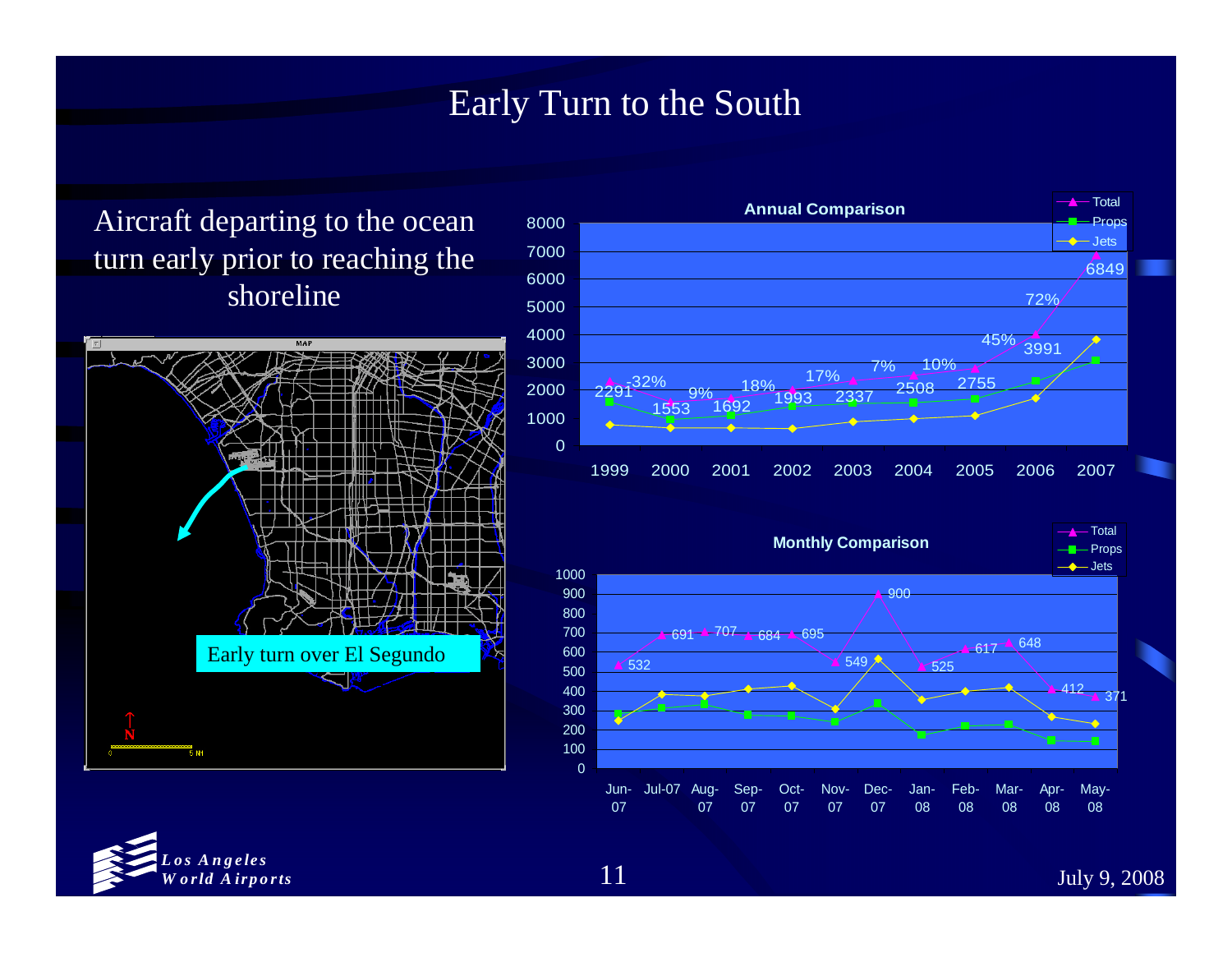# Early Turn to the South

Aircraft departing to the ocean turn early prior to reaching the shoreline

Early turn over El Segundo

**Annual Comparison**

| Year | Total | Change |
|---|---|---|
| 1999 | 2291 | |
| 2000 | 1553 | -32% |
| 2001 | 1692 | 9% |
| 2002 | 1993 | 18% |
| 2003 | 2337 | 17% |
| 2004 | 2508 | 7% |
| 2005 | 2755 | 10% |
| 2006 | 3991 | 45% |
| 2007 | 6849 | 72% |

**Monthly Comparison**

| Month | Total |
|---|---|
| Jun-07 | 532 |
| Jul-07 | 691 |
| Aug-07 | 707 |
| Sep-07 | 684 |
| Oct-07 | 695 |
| Nov-07 | 549 |
| Dec-07 | 900 |
| Jan-08 | 525 |
| Feb-08 | 617 |
| Mar-08 | 648 |
| Apr-08 | 412 |
| May-08 | 371 |

Los Angeles World Airports

July 9, 2008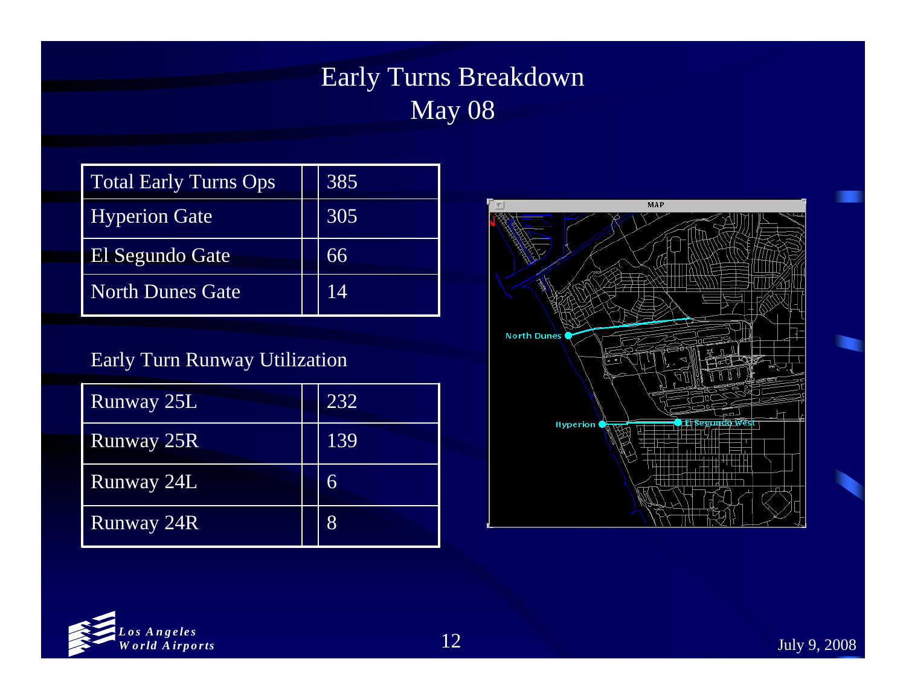# Early Turns Breakdown
## May 08

| Total Early Turns Ops | 385 |
|---|---|
| Hyperion Gate | 305 |
| El Segundo Gate | 66 |
| North Dunes Gate | 14 |

Early Turn Runway Utilization

| Runway 25L | 232 |
|---|---|
| Runway 25R | 139 |
| Runway 24L | 6 |
| Runway 24R | 8 |

July 9, 2008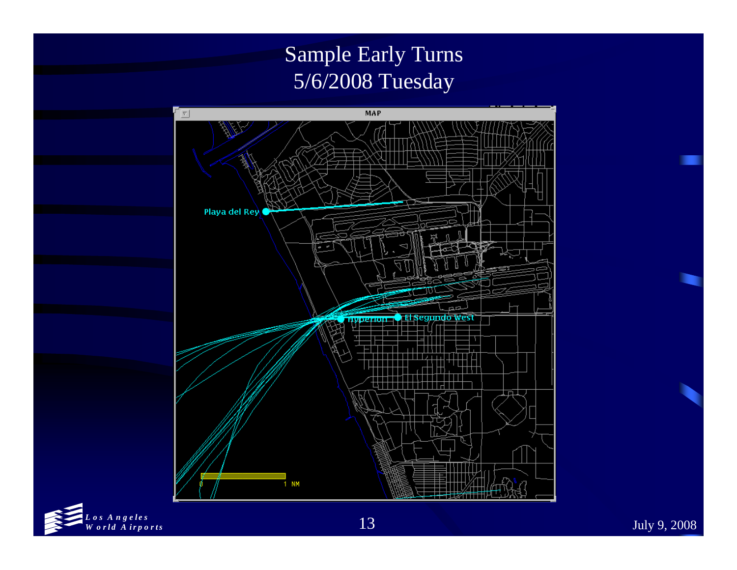# Sample Early Turns
## 5/6/2008 Tuesday

MAP

Playa del Rey

Hyperion

El Segundo West

0 1 NM

July 9, 2008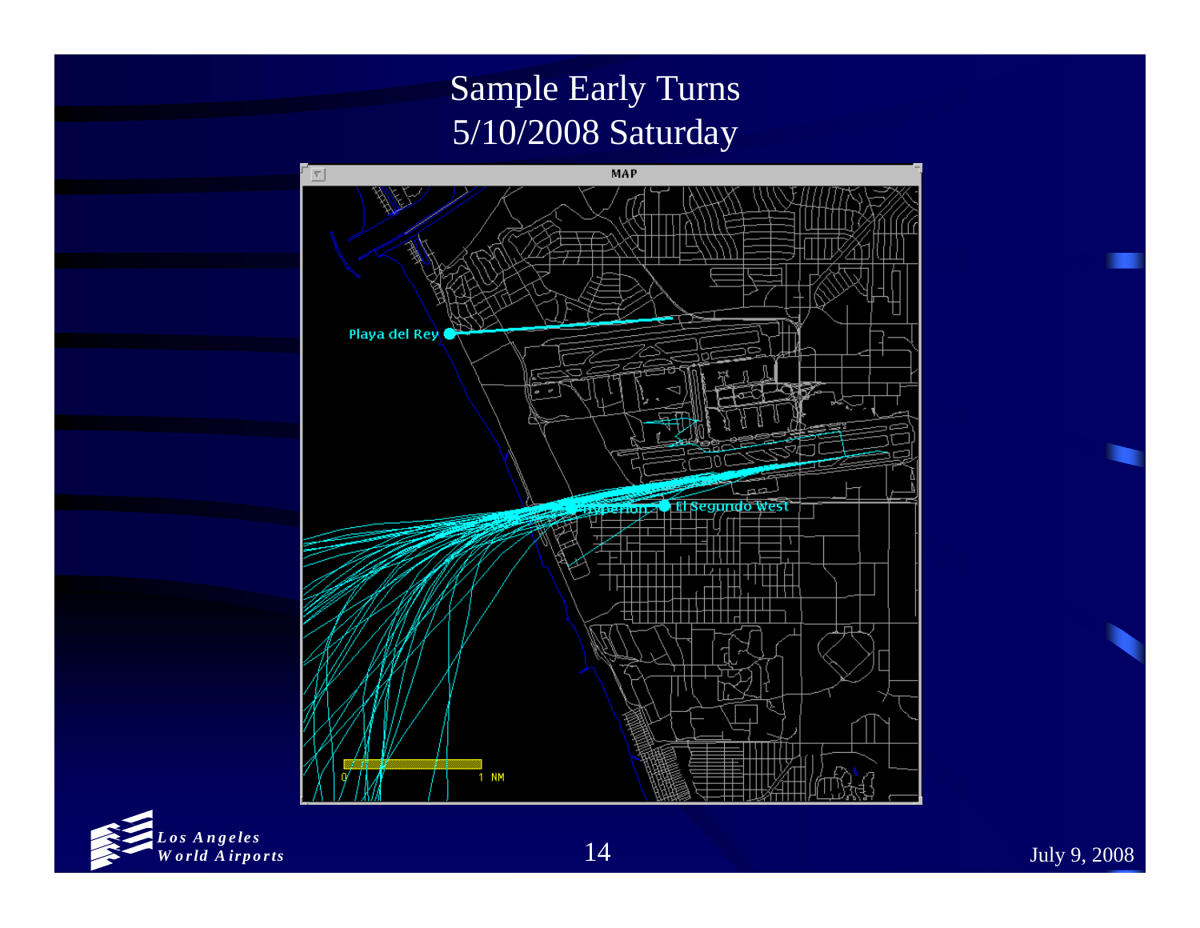# Sample Early Turns
## 5/10/2008 Saturday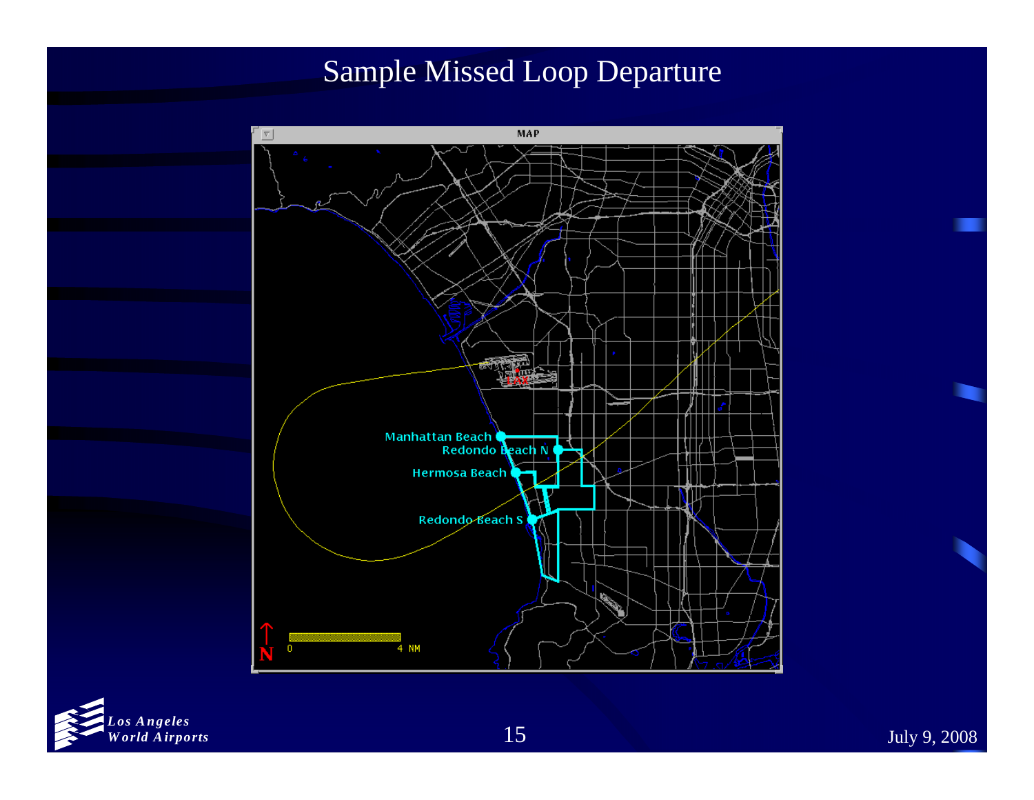# Sample Missed Loop Departure

MAP

Manhattan Beach

Redondo Beach N

Hermosa Beach

Redondo Beach S

LAX

N

0 4 NM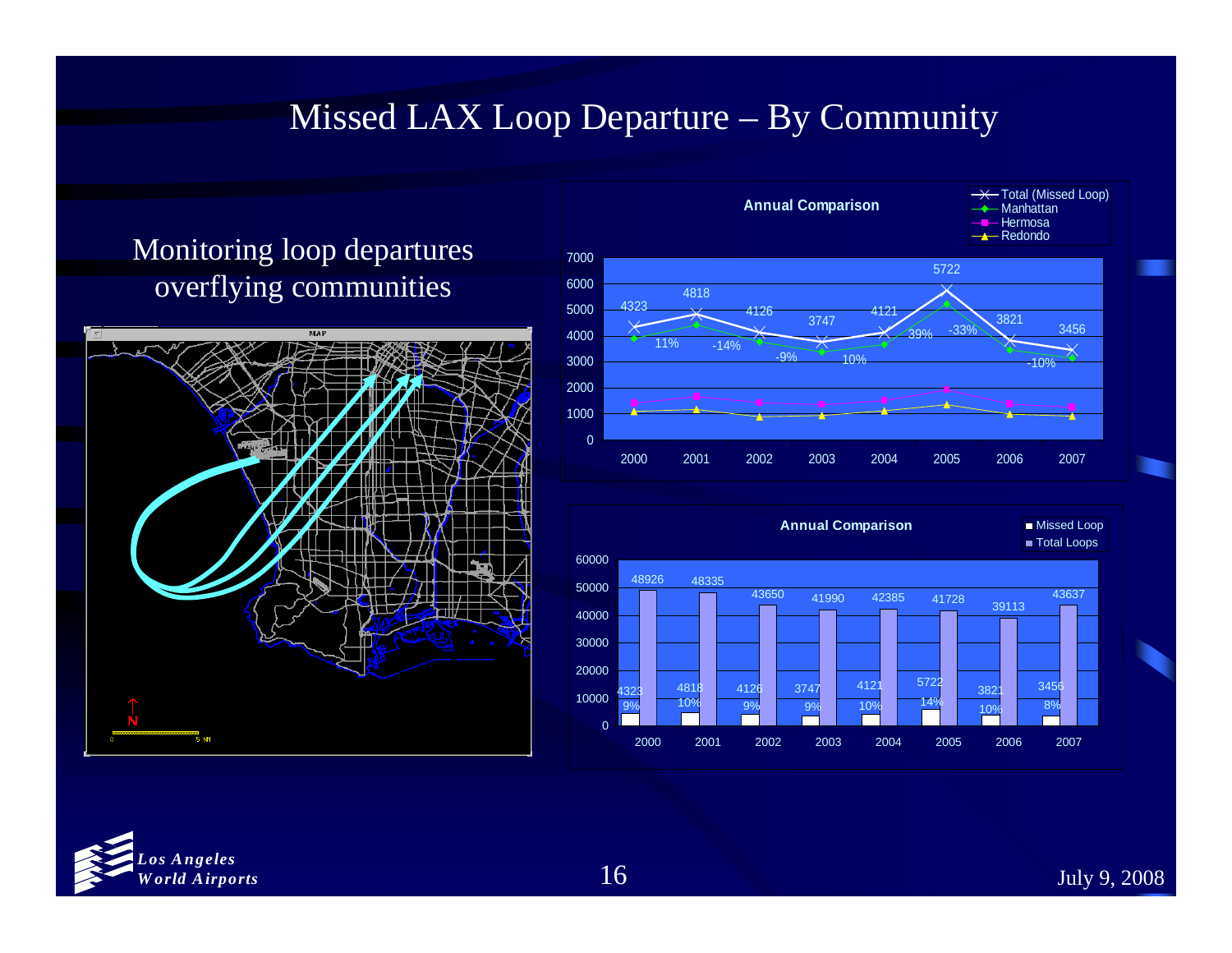# Missed LAX Loop Departure – By Community

Monitoring loop departures overflying communities

**Annual Comparison** (Total (Missed Loop), Manhattan, Hermosa, Redondo)

| Year | 2000 | 2001 | 2002 | 2003 | 2004 | 2005 | 2006 | 2007 |
|---|---|---|---|---|---|---|---|---|
| Total (Missed Loop) | 4323 | 4818 | 4126 | 3747 | 4121 | 5722 | 3821 | 3456 |
| % change | | 11% | -14% | -9% | 10% | 39% | -33% | -10% |

**Annual Comparison** (Missed Loop, Total Loops)

| Year | 2000 | 2001 | 2002 | 2003 | 2004 | 2005 | 2006 | 2007 |
|---|---|---|---|---|---|---|---|---|
| Total Loops | 48926 | 48335 | 43650 | 41990 | 42385 | 41728 | 39113 | 43637 |
| Missed Loop | 4323 | 4818 | 4126 | 3747 | 4121 | 5722 | 3821 | 3456 |
| % Missed | 9% | 10% | 9% | 9% | 10% | 14% | 10% | 8% |

*Los Angeles World Airports*

July 9, 2008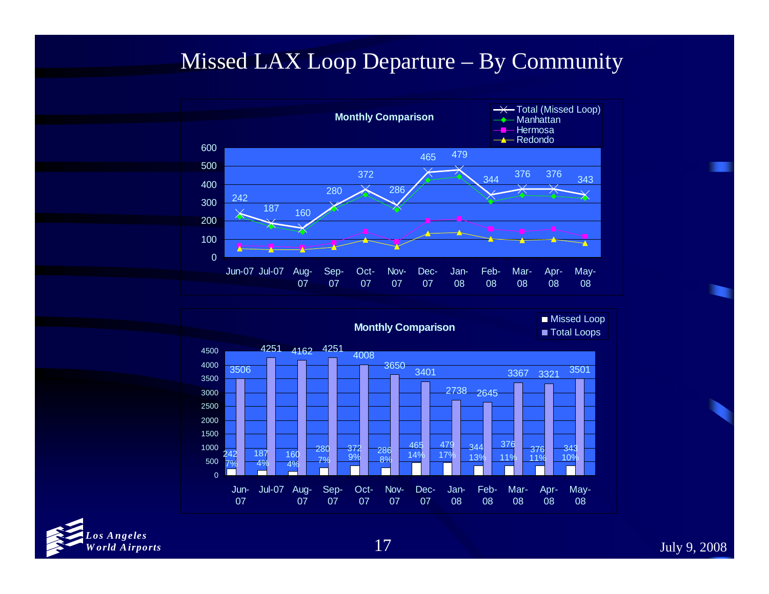# Missed LAX Loop Departure – By Community

**Monthly Comparison**

| Month | Total (Missed Loop) |
|---|---|
| Jun-07 | 242 |
| Jul-07 | 187 |
| Aug-07 | 160 |
| Sep-07 | 280 |
| Oct-07 | 372 |
| Nov-07 | 286 |
| Dec-07 | 465 |
| Jan-08 | 479 |
| Feb-08 | 344 |
| Mar-08 | 376 |
| Apr-08 | 376 |
| May-08 | 343 |

Legend: Total (Missed Loop), Manhattan, Hermosa, Redondo

**Monthly Comparison**

| Month | Missed Loop | % | Total Loops |
|---|---|---|---|
| Jun-07 | 242 | 7% | 3506 |
| Jul-07 | 187 | 4% | 4251 |
| Aug-07 | 160 | 4% | 4162 |
| Sep-07 | 280 | 7% | 4251 |
| Oct-07 | 372 | 9% | 4008 |
| Nov-07 | 286 | 8% | 3650 |
| Dec-07 | 465 | 14% | 3401 |
| Jan-08 | 479 | 17% | 2738 |
| Feb-08 | 344 | 13% | 2645 |
| Mar-08 | 376 | 11% | 3367 |
| Apr-08 | 376 | 11% | 3321 |
| May-08 | 343 | 10% | 3501 |

*Los Angeles World Airports*

July 9, 2008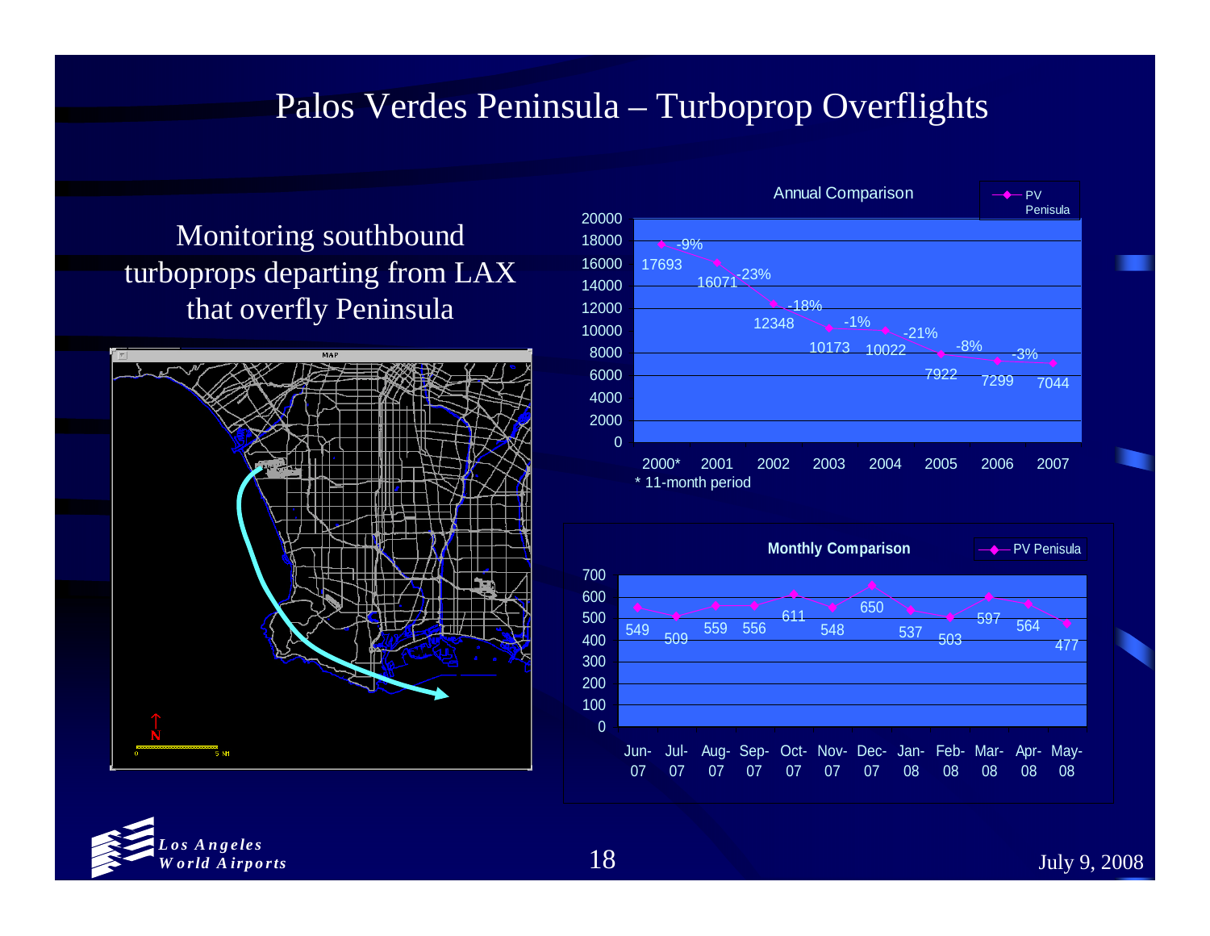# Palos Verdes Peninsula – Turboprop Overflights

Monitoring southbound turboprops departing from LAX that overfly Peninsula

**Annual Comparison** (PV Penisula)

| Year | Overflights | Change |
| --- | --- | --- |
| 2000* | 17693 | |
| 2001 | 16071 | -9% |
| 2002 | 12348 | -23% |
| 2003 | 10173 | -18% |
| 2004 | 10022 | -1% |
| 2005 | 7922 | -21% |
| 2006 | 7299 | -8% |
| 2007 | 7044 | -3% |

\* 11-month period

**Monthly Comparison** (PV Penisula)

| Month | Overflights |
| --- | --- |
| Jun-07 | 549 |
| Jul-07 | 509 |
| Aug-07 | 559 |
| Sep-07 | 556 |
| Oct-07 | 611 |
| Nov-07 | 548 |
| Dec-07 | 650 |
| Jan-08 | 537 |
| Feb-08 | 503 |
| Mar-08 | 597 |
| Apr-08 | 564 |
| May-08 | 477 |

Los Angeles World Airports

July 9, 2008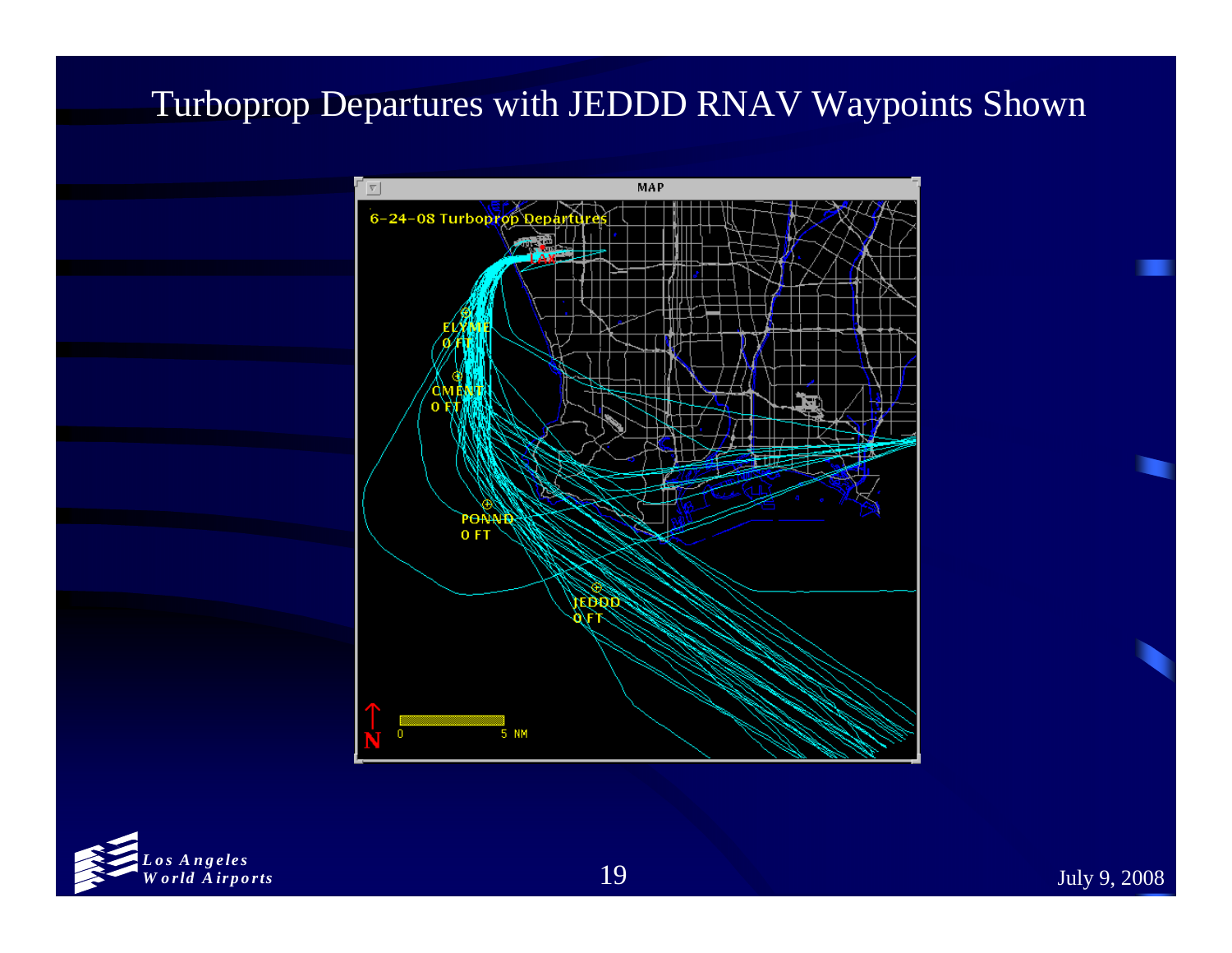# Turboprop Departures with JEDDD RNAV Waypoints Shown

MAP

6-24-08 Turboprop Departures

LAX

ELYME
0 FT

CMENT
0 FT

PONND
0 FT

JEDDD
0 FT

N

0

5 NM